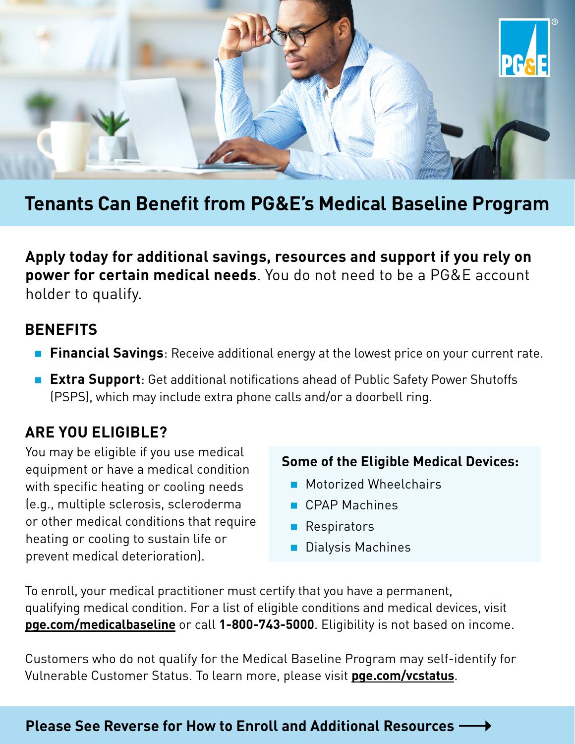# Tenants Can Benefit from PG&E's Medical Baseline Program

**Apply today for additional savings, resources and support if you rely on power for certain medical needs**. You do not need to be a PG&E account holder to qualify.

## BENEFITS

- **Financial Savings**: Receive additional energy at the lowest price on your current rate.
- **Extra Support**: Get additional notifications ahead of Public Safety Power Shutoffs (PSPS), which may include extra phone calls and/or a doorbell ring.

## ARE YOU ELIGIBLE?

You may be eligible if you use medical equipment or have a medical condition with specific heating or cooling needs (e.g., multiple sclerosis, scleroderma or other medical conditions that require heating or cooling to sustain life or prevent medical deterioration).

**Some of the Eligible Medical Devices:**

- Motorized Wheelchairs
- CPAP Machines
- Respirators
- Dialysis Machines

To enroll, your medical practitioner must certify that you have a permanent, qualifying medical condition. For a list of eligible conditions and medical devices, visit **pge.com/medicalbaseline** or call **1-800-743-5000**. Eligibility is not based on income.

Customers who do not qualify for the Medical Baseline Program may self-identify for Vulnerable Customer Status. To learn more, please visit **pge.com/vcstatus**.

**Please See Reverse for How to Enroll and Additional Resources ⟶**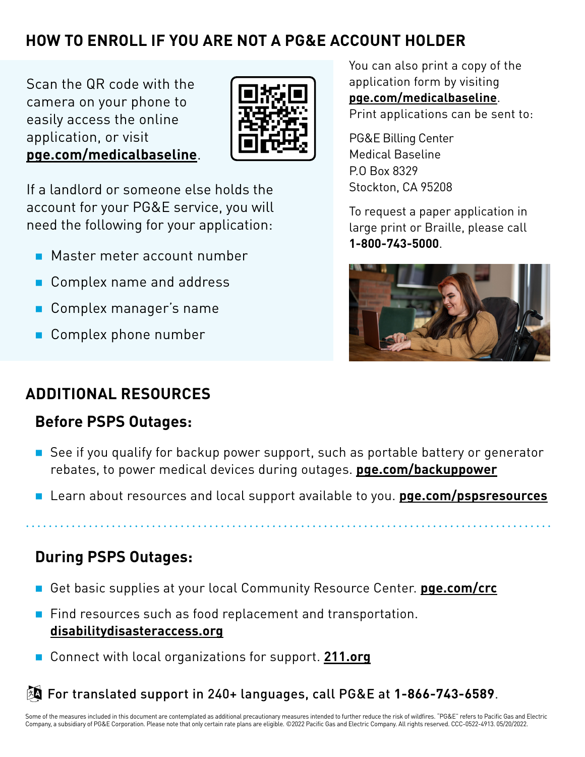## HOW TO ENROLL IF YOU ARE NOT A PG&E ACCOUNT HOLDER

Scan the QR code with the camera on your phone to easily access the online application, or visit **pge.com/medicalbaseline**.

If a landlord or someone else holds the account for your PG&E service, you will need the following for your application:

- Master meter account number
- Complex name and address
- Complex manager's name
- Complex phone number

You can also print a copy of the application form by visiting **pge.com/medicalbaseline**. Print applications can be sent to:

PG&E Billing Center
Medical Baseline
P.O Box 8329
Stockton, CA 95208

To request a paper application in large print or Braille, please call **1-800-743-5000**.

## ADDITIONAL RESOURCES

### Before PSPS Outages:

- See if you qualify for backup power support, such as portable battery or generator rebates, to power medical devices during outages. **pge.com/backuppower**
- Learn about resources and local support available to you. **pge.com/pspsresources**

### During PSPS Outages:

- Get basic supplies at your local Community Resource Center. **pge.com/crc**
- Find resources such as food replacement and transportation. **disabilitydisasteraccess.org**
- Connect with local organizations for support. **211.org**

For translated support in 240+ languages, call PG&E at **1-866-743-6589**.

Some of the measures included in this document are contemplated as additional precautionary measures intended to further reduce the risk of wildfires. "PG&E" refers to Pacific Gas and Electric Company, a subsidiary of PG&E Corporation. Please note that only certain rate plans are eligible. ©2022 Pacific Gas and Electric Company. All rights reserved. CCC-0522-4913. 05/20/2022.